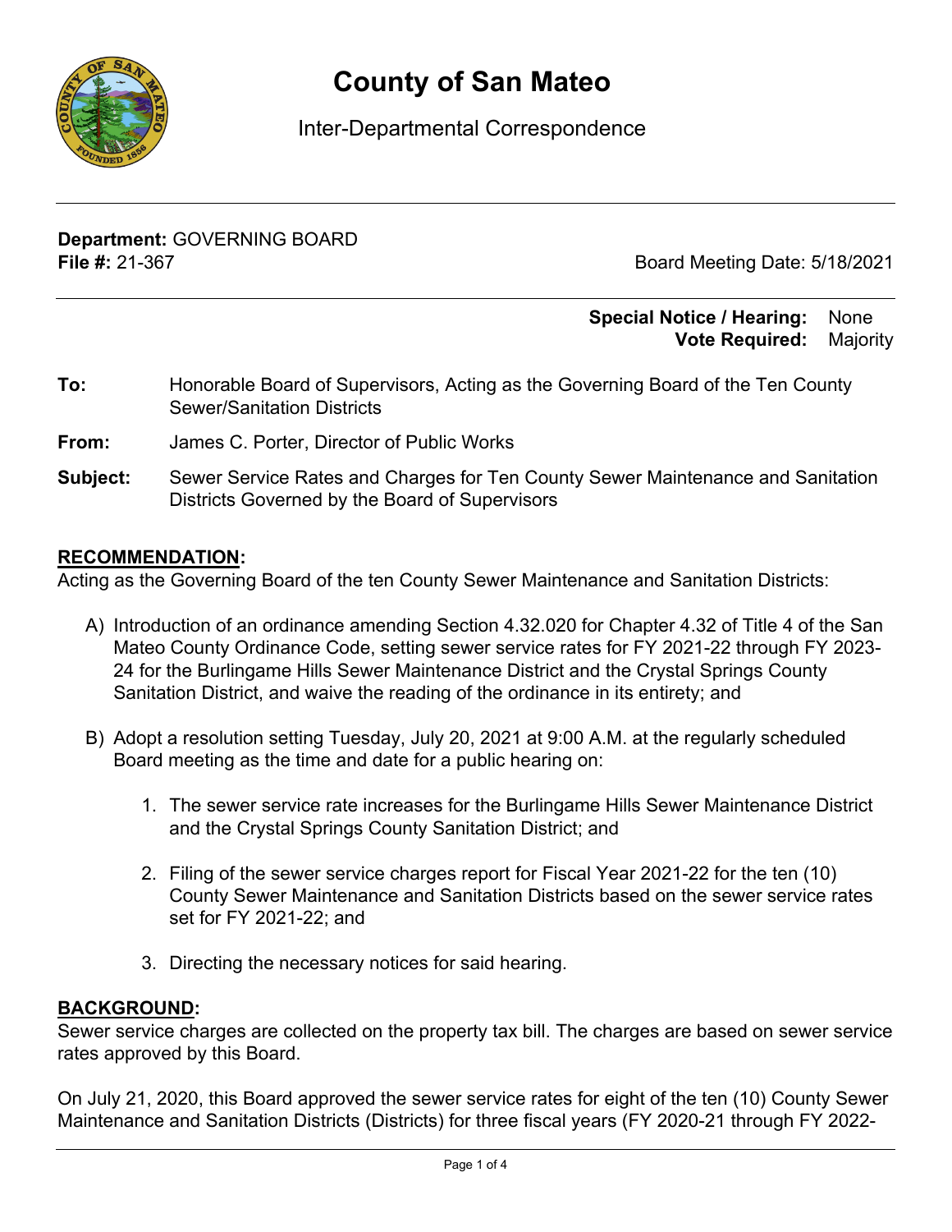# County of San Mateo

Inter-Departmental Correspondence

**Department:** GOVERNING BOARD
**File #:** 21-367

Board Meeting Date: 5/18/2021

**Special Notice / Hearing:** None
**Vote Required:** Majority

**To:** Honorable Board of Supervisors, Acting as the Governing Board of the Ten County Sewer/Sanitation Districts

**From:** James C. Porter, Director of Public Works

**Subject:** Sewer Service Rates and Charges for Ten County Sewer Maintenance and Sanitation Districts Governed by the Board of Supervisors

**RECOMMENDATION:**

Acting as the Governing Board of the ten County Sewer Maintenance and Sanitation Districts:

A) Introduction of an ordinance amending Section 4.32.020 for Chapter 4.32 of Title 4 of the San Mateo County Ordinance Code, setting sewer service rates for FY 2021-22 through FY 2023-24 for the Burlingame Hills Sewer Maintenance District and the Crystal Springs County Sanitation District, and waive the reading of the ordinance in its entirety; and

B) Adopt a resolution setting Tuesday, July 20, 2021 at 9:00 A.M. at the regularly scheduled Board meeting as the time and date for a public hearing on:

1. The sewer service rate increases for the Burlingame Hills Sewer Maintenance District and the Crystal Springs County Sanitation District; and

2. Filing of the sewer service charges report for Fiscal Year 2021-22 for the ten (10) County Sewer Maintenance and Sanitation Districts based on the sewer service rates set for FY 2021-22; and

3. Directing the necessary notices for said hearing.

**BACKGROUND:**

Sewer service charges are collected on the property tax bill. The charges are based on sewer service rates approved by this Board.

On July 21, 2020, this Board approved the sewer service rates for eight of the ten (10) County Sewer Maintenance and Sanitation Districts (Districts) for three fiscal years (FY 2020-21 through FY 2022-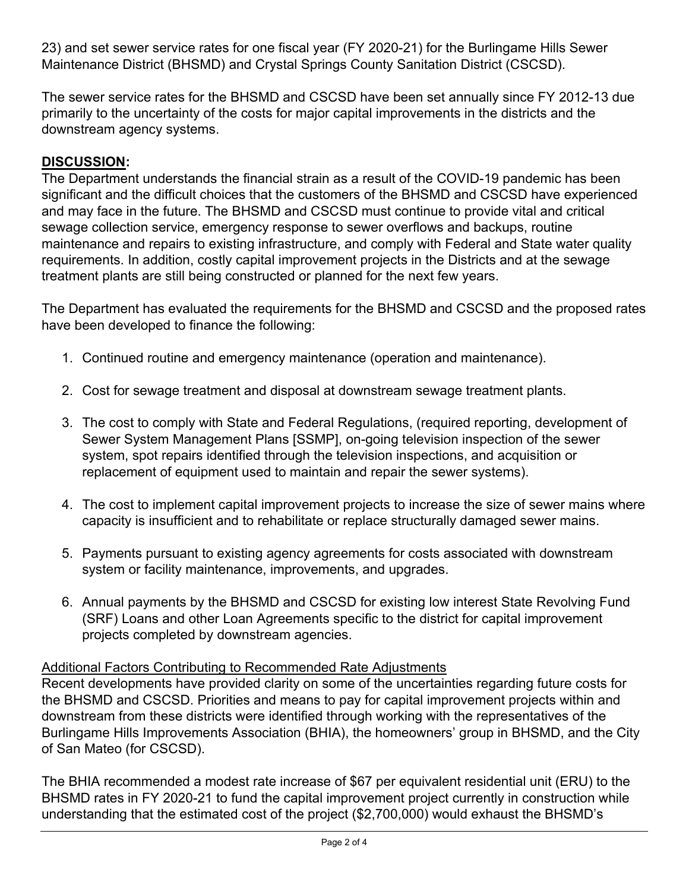23) and set sewer service rates for one fiscal year (FY 2020-21) for the Burlingame Hills Sewer Maintenance District (BHSMD) and Crystal Springs County Sanitation District (CSCSD).

The sewer service rates for the BHSMD and CSCSD have been set annually since FY 2012-13 due primarily to the uncertainty of the costs for major capital improvements in the districts and the downstream agency systems.

## DISCUSSION:

The Department understands the financial strain as a result of the COVID-19 pandemic has been significant and the difficult choices that the customers of the BHSMD and CSCSD have experienced and may face in the future. The BHSMD and CSCSD must continue to provide vital and critical sewage collection service, emergency response to sewer overflows and backups, routine maintenance and repairs to existing infrastructure, and comply with Federal and State water quality requirements. In addition, costly capital improvement projects in the Districts and at the sewage treatment plants are still being constructed or planned for the next few years.

The Department has evaluated the requirements for the BHSMD and CSCSD and the proposed rates have been developed to finance the following:

1. Continued routine and emergency maintenance (operation and maintenance).
2. Cost for sewage treatment and disposal at downstream sewage treatment plants.
3. The cost to comply with State and Federal Regulations, (required reporting, development of Sewer System Management Plans [SSMP], on-going television inspection of the sewer system, spot repairs identified through the television inspections, and acquisition or replacement of equipment used to maintain and repair the sewer systems).
4. The cost to implement capital improvement projects to increase the size of sewer mains where capacity is insufficient and to rehabilitate or replace structurally damaged sewer mains.
5. Payments pursuant to existing agency agreements for costs associated with downstream system or facility maintenance, improvements, and upgrades.
6. Annual payments by the BHSMD and CSCSD for existing low interest State Revolving Fund (SRF) Loans and other Loan Agreements specific to the district for capital improvement projects completed by downstream agencies.

Additional Factors Contributing to Recommended Rate Adjustments

Recent developments have provided clarity on some of the uncertainties regarding future costs for the BHSMD and CSCSD. Priorities and means to pay for capital improvement projects within and downstream from these districts were identified through working with the representatives of the Burlingame Hills Improvements Association (BHIA), the homeowners' group in BHSMD, and the City of San Mateo (for CSCSD).

The BHIA recommended a modest rate increase of $67 per equivalent residential unit (ERU) to the BHSMD rates in FY 2020-21 to fund the capital improvement project currently in construction while understanding that the estimated cost of the project ($2,700,000) would exhaust the BHSMD's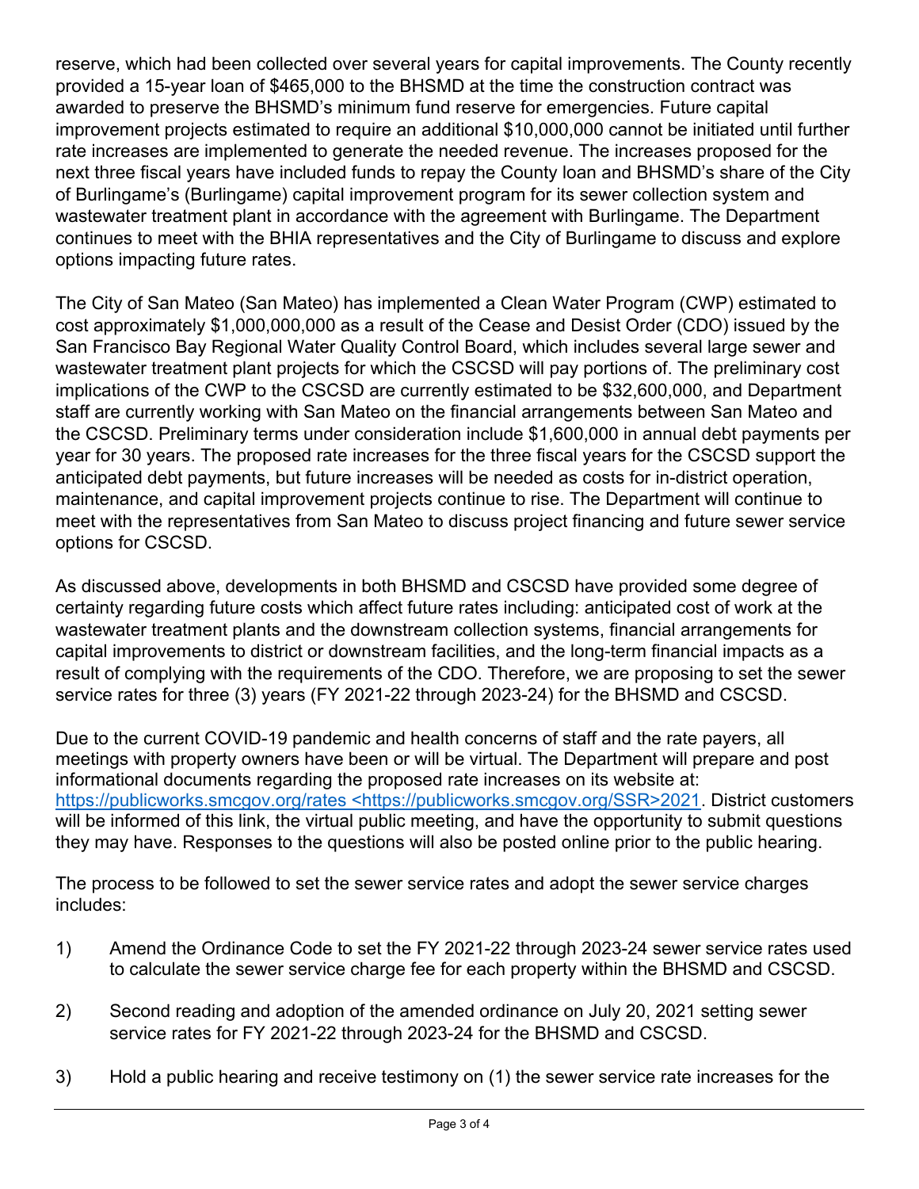reserve, which had been collected over several years for capital improvements. The County recently provided a 15-year loan of $465,000 to the BHSMD at the time the construction contract was awarded to preserve the BHSMD's minimum fund reserve for emergencies. Future capital improvement projects estimated to require an additional $10,000,000 cannot be initiated until further rate increases are implemented to generate the needed revenue. The increases proposed for the next three fiscal years have included funds to repay the County loan and BHSMD's share of the City of Burlingame's (Burlingame) capital improvement program for its sewer collection system and wastewater treatment plant in accordance with the agreement with Burlingame. The Department continues to meet with the BHIA representatives and the City of Burlingame to discuss and explore options impacting future rates.

The City of San Mateo (San Mateo) has implemented a Clean Water Program (CWP) estimated to cost approximately $1,000,000,000 as a result of the Cease and Desist Order (CDO) issued by the San Francisco Bay Regional Water Quality Control Board, which includes several large sewer and wastewater treatment plant projects for which the CSCSD will pay portions of. The preliminary cost implications of the CWP to the CSCSD are currently estimated to be $32,600,000, and Department staff are currently working with San Mateo on the financial arrangements between San Mateo and the CSCSD. Preliminary terms under consideration include $1,600,000 in annual debt payments per year for 30 years. The proposed rate increases for the three fiscal years for the CSCSD support the anticipated debt payments, but future increases will be needed as costs for in-district operation, maintenance, and capital improvement projects continue to rise. The Department will continue to meet with the representatives from San Mateo to discuss project financing and future sewer service options for CSCSD.

As discussed above, developments in both BHSMD and CSCSD have provided some degree of certainty regarding future costs which affect future rates including: anticipated cost of work at the wastewater treatment plants and the downstream collection systems, financial arrangements for capital improvements to district or downstream facilities, and the long-term financial impacts as a result of complying with the requirements of the CDO. Therefore, we are proposing to set the sewer service rates for three (3) years (FY 2021-22 through 2023-24) for the BHSMD and CSCSD.

Due to the current COVID-19 pandemic and health concerns of staff and the rate payers, all meetings with property owners have been or will be virtual. The Department will prepare and post informational documents regarding the proposed rate increases on its website at: https://publicworks.smcgov.org/rates <https://publicworks.smcgov.org/SSR>2021. District customers will be informed of this link, the virtual public meeting, and have the opportunity to submit questions they may have. Responses to the questions will also be posted online prior to the public hearing.

The process to be followed to set the sewer service rates and adopt the sewer service charges includes:

1) Amend the Ordinance Code to set the FY 2021-22 through 2023-24 sewer service rates used to calculate the sewer service charge fee for each property within the BHSMD and CSCSD.

2) Second reading and adoption of the amended ordinance on July 20, 2021 setting sewer service rates for FY 2021-22 through 2023-24 for the BHSMD and CSCSD.

3) Hold a public hearing and receive testimony on (1) the sewer service rate increases for the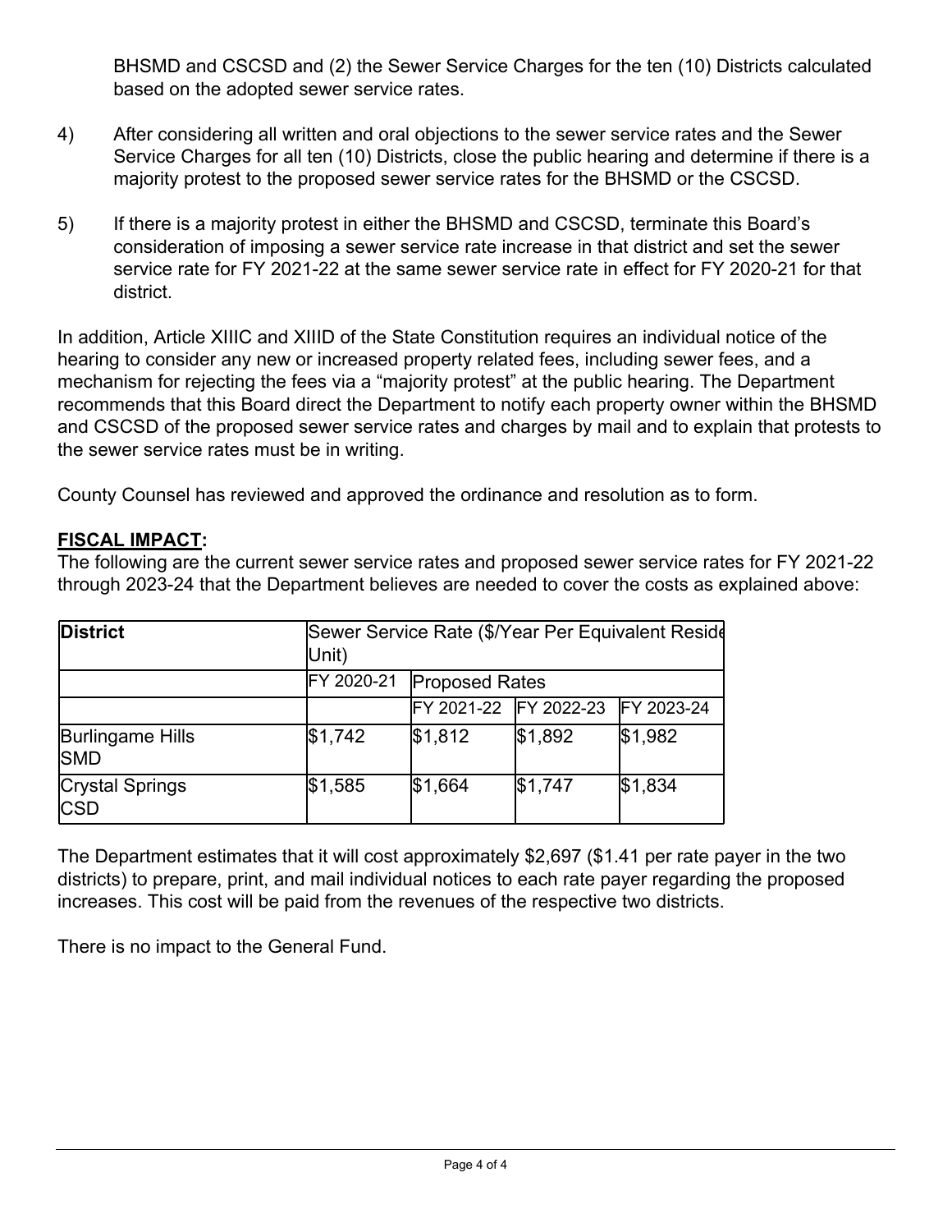BHSMD and CSCSD and (2) the Sewer Service Charges for the ten (10) Districts calculated based on the adopted sewer service rates.

4) After considering all written and oral objections to the sewer service rates and the Sewer Service Charges for all ten (10) Districts, close the public hearing and determine if there is a majority protest to the proposed sewer service rates for the BHSMD or the CSCSD.

5) If there is a majority protest in either the BHSMD and CSCSD, terminate this Board's consideration of imposing a sewer service rate increase in that district and set the sewer service rate for FY 2021-22 at the same sewer service rate in effect for FY 2020-21 for that district.

In addition, Article XIIIC and XIIID of the State Constitution requires an individual notice of the hearing to consider any new or increased property related fees, including sewer fees, and a mechanism for rejecting the fees via a "majority protest" at the public hearing. The Department recommends that this Board direct the Department to notify each property owner within the BHSMD and CSCSD of the proposed sewer service rates and charges by mail and to explain that protests to the sewer service rates must be in writing.

County Counsel has reviewed and approved the ordinance and resolution as to form.

**FISCAL IMPACT:**

The following are the current sewer service rates and proposed sewer service rates for FY 2021-22 through 2023-24 that the Department believes are needed to cover the costs as explained above:

| District | Sewer Service Rate ($/Year Per Equivalent Reside Unit) | | | |
|---|---|---|---|---|
| | FY 2020-21 | Proposed Rates | | |
| | | FY 2021-22 | FY 2022-23 | FY 2023-24 |
| Burlingame Hills SMD | $1,742 | $1,812 | $1,892 | $1,982 |
| Crystal Springs CSD | $1,585 | $1,664 | $1,747 | $1,834 |

The Department estimates that it will cost approximately $2,697 ($1.41 per rate payer in the two districts) to prepare, print, and mail individual notices to each rate payer regarding the proposed increases. This cost will be paid from the revenues of the respective two districts.

There is no impact to the General Fund.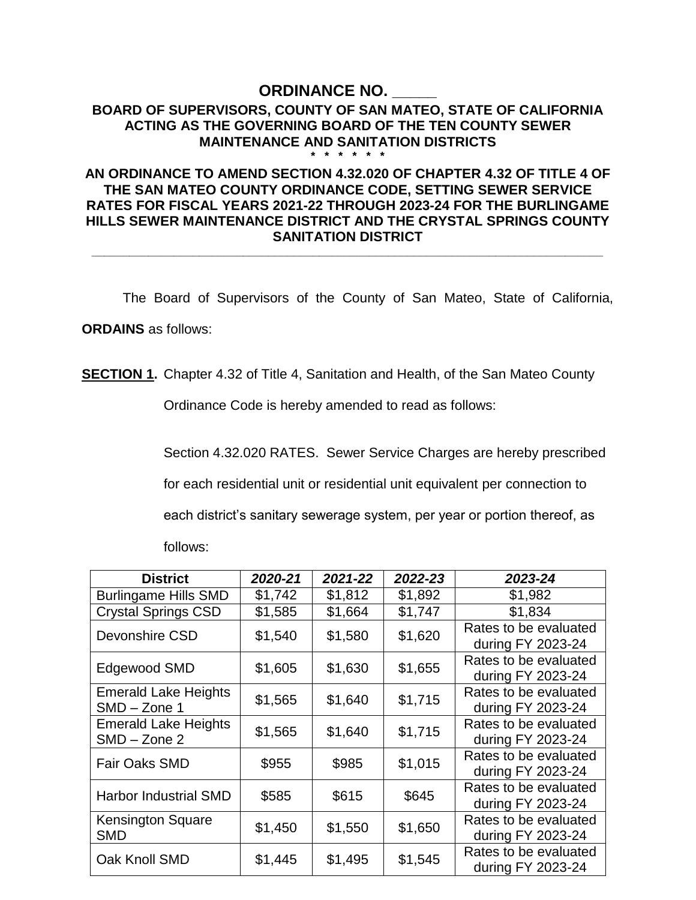# ORDINANCE NO. _____

## BOARD OF SUPERVISORS, COUNTY OF SAN MATEO, STATE OF CALIFORNIA ACTING AS THE GOVERNING BOARD OF THE TEN COUNTY SEWER MAINTENANCE AND SANITATION DISTRICTS

\* \* \* \* \* \*

## AN ORDINANCE TO AMEND SECTION 4.32.020 OF CHAPTER 4.32 OF TITLE 4 OF THE SAN MATEO COUNTY ORDINANCE CODE, SETTING SEWER SERVICE RATES FOR FISCAL YEARS 2021-22 THROUGH 2023-24 FOR THE BURLINGAME HILLS SEWER MAINTENANCE DISTRICT AND THE CRYSTAL SPRINGS COUNTY SANITATION DISTRICT

---

The Board of Supervisors of the County of San Mateo, State of California, **ORDAINS** as follows:

**SECTION 1.** Chapter 4.32 of Title 4, Sanitation and Health, of the San Mateo County Ordinance Code is hereby amended to read as follows:

Section 4.32.020 RATES. Sewer Service Charges are hereby prescribed for each residential unit or residential unit equivalent per connection to each district's sanitary sewerage system, per year or portion thereof, as follows:

| District | *2020-21* | *2021-22* | *2022-23* | *2023-24* |
|---|---|---|---|---|
| Burlingame Hills SMD | $1,742 | $1,812 | $1,892 | $1,982 |
| Crystal Springs CSD | $1,585 | $1,664 | $1,747 | $1,834 |
| Devonshire CSD | $1,540 | $1,580 | $1,620 | Rates to be evaluated during FY 2023-24 |
| Edgewood SMD | $1,605 | $1,630 | $1,655 | Rates to be evaluated during FY 2023-24 |
| Emerald Lake Heights SMD – Zone 1 | $1,565 | $1,640 | $1,715 | Rates to be evaluated during FY 2023-24 |
| Emerald Lake Heights SMD – Zone 2 | $1,565 | $1,640 | $1,715 | Rates to be evaluated during FY 2023-24 |
| Fair Oaks SMD | $955 | $985 | $1,015 | Rates to be evaluated during FY 2023-24 |
| Harbor Industrial SMD | $585 | $615 | $645 | Rates to be evaluated during FY 2023-24 |
| Kensington Square SMD | $1,450 | $1,550 | $1,650 | Rates to be evaluated during FY 2023-24 |
| Oak Knoll SMD | $1,445 | $1,495 | $1,545 | Rates to be evaluated during FY 2023-24 |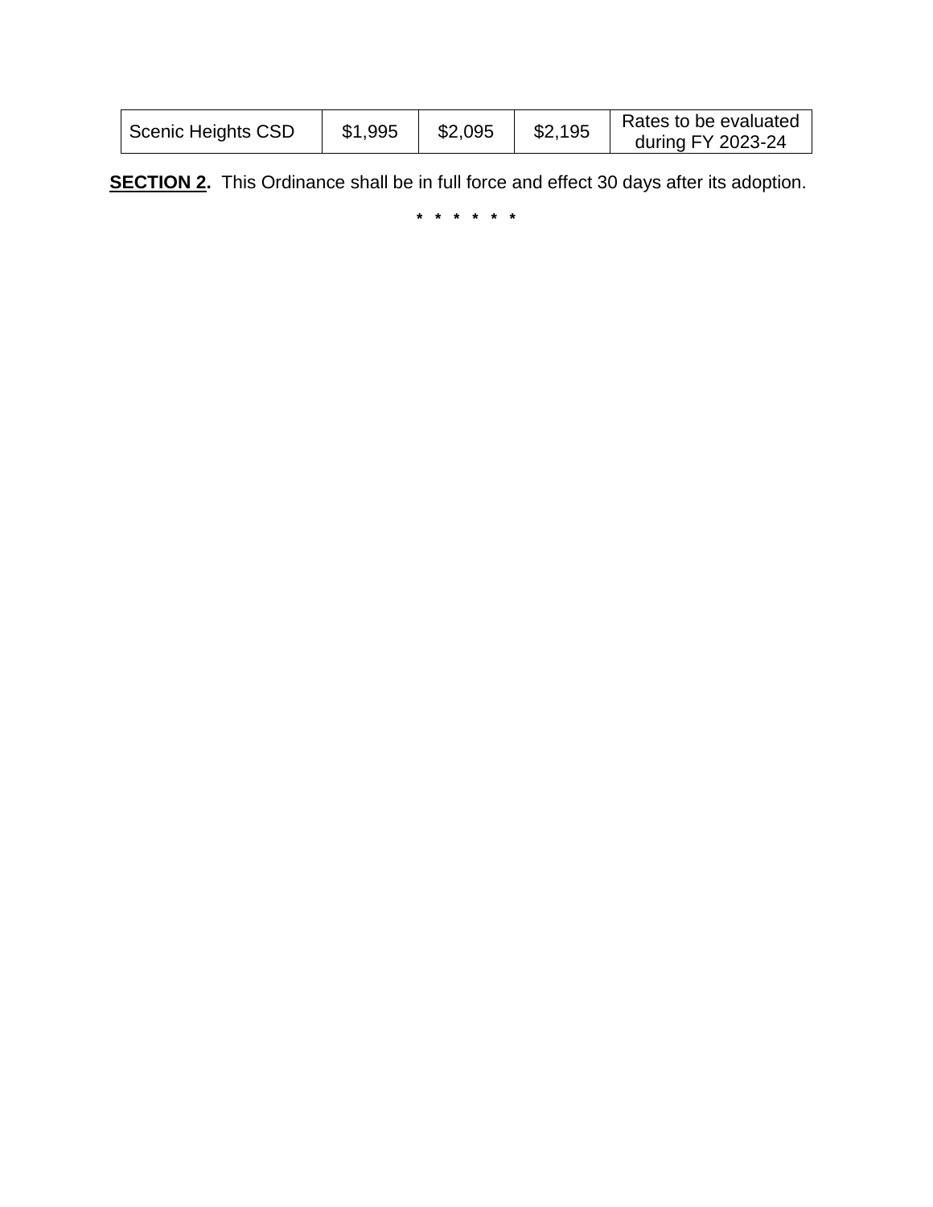| Scenic Heights CSD | $1,995 | $2,095 | $2,195 | Rates to be evaluated during FY 2023-24 |
|---|---|---|---|---|

**SECTION 2**. This Ordinance shall be in full force and effect 30 days after its adoption.

\* \* \* \* \* \*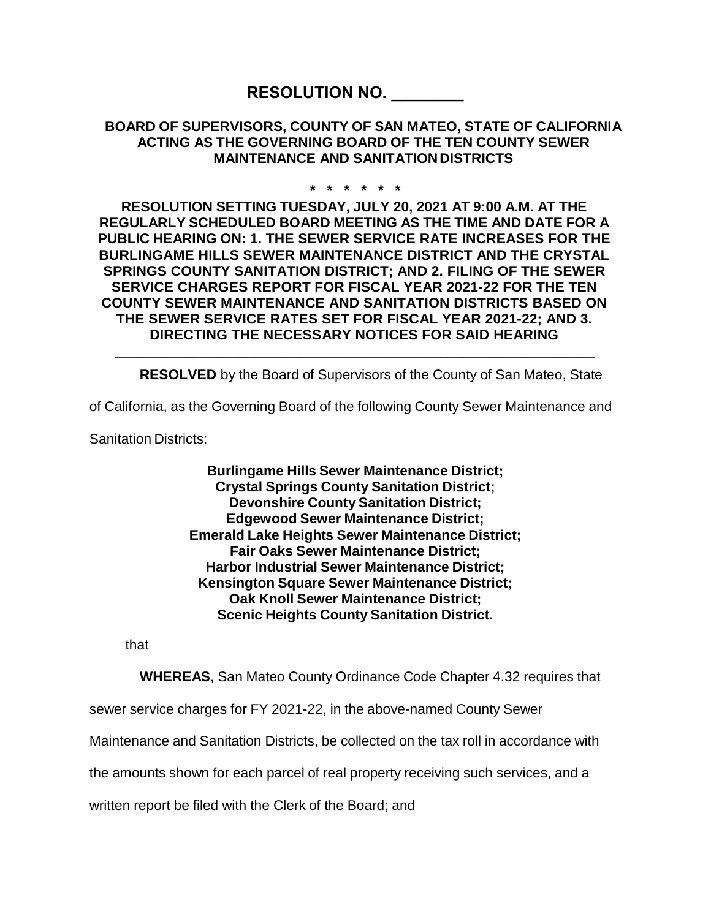# RESOLUTION NO. ________

**BOARD OF SUPERVISORS, COUNTY OF SAN MATEO, STATE OF CALIFORNIA ACTING AS THE GOVERNING BOARD OF THE TEN COUNTY SEWER MAINTENANCE AND SANITATION DISTRICTS**

\* \* \* \* \* \*

**RESOLUTION SETTING TUESDAY, JULY 20, 2021 AT 9:00 A.M. AT THE REGULARLY SCHEDULED BOARD MEETING AS THE TIME AND DATE FOR A PUBLIC HEARING ON: 1. THE SEWER SERVICE RATE INCREASES FOR THE BURLINGAME HILLS SEWER MAINTENANCE DISTRICT AND THE CRYSTAL SPRINGS COUNTY SANITATION DISTRICT; AND 2. FILING OF THE SEWER SERVICE CHARGES REPORT FOR FISCAL YEAR 2021-22 FOR THE TEN COUNTY SEWER MAINTENANCE AND SANITATION DISTRICTS BASED ON THE SEWER SERVICE RATES SET FOR FISCAL YEAR 2021-22; AND 3. DIRECTING THE NECESSARY NOTICES FOR SAID HEARING**

---

**RESOLVED** by the Board of Supervisors of the County of San Mateo, State of California, as the Governing Board of the following County Sewer Maintenance and Sanitation Districts:

**Burlingame Hills Sewer Maintenance District;**
**Crystal Springs County Sanitation District;**
**Devonshire County Sanitation District;**
**Edgewood Sewer Maintenance District;**
**Emerald Lake Heights Sewer Maintenance District;**
**Fair Oaks Sewer Maintenance District;**
**Harbor Industrial Sewer Maintenance District;**
**Kensington Square Sewer Maintenance District;**
**Oak Knoll Sewer Maintenance District;**
**Scenic Heights County Sanitation District.**

that

**WHEREAS**, San Mateo County Ordinance Code Chapter 4.32 requires that sewer service charges for FY 2021-22, in the above-named County Sewer Maintenance and Sanitation Districts, be collected on the tax roll in accordance with the amounts shown for each parcel of real property receiving such services, and a written report be filed with the Clerk of the Board; and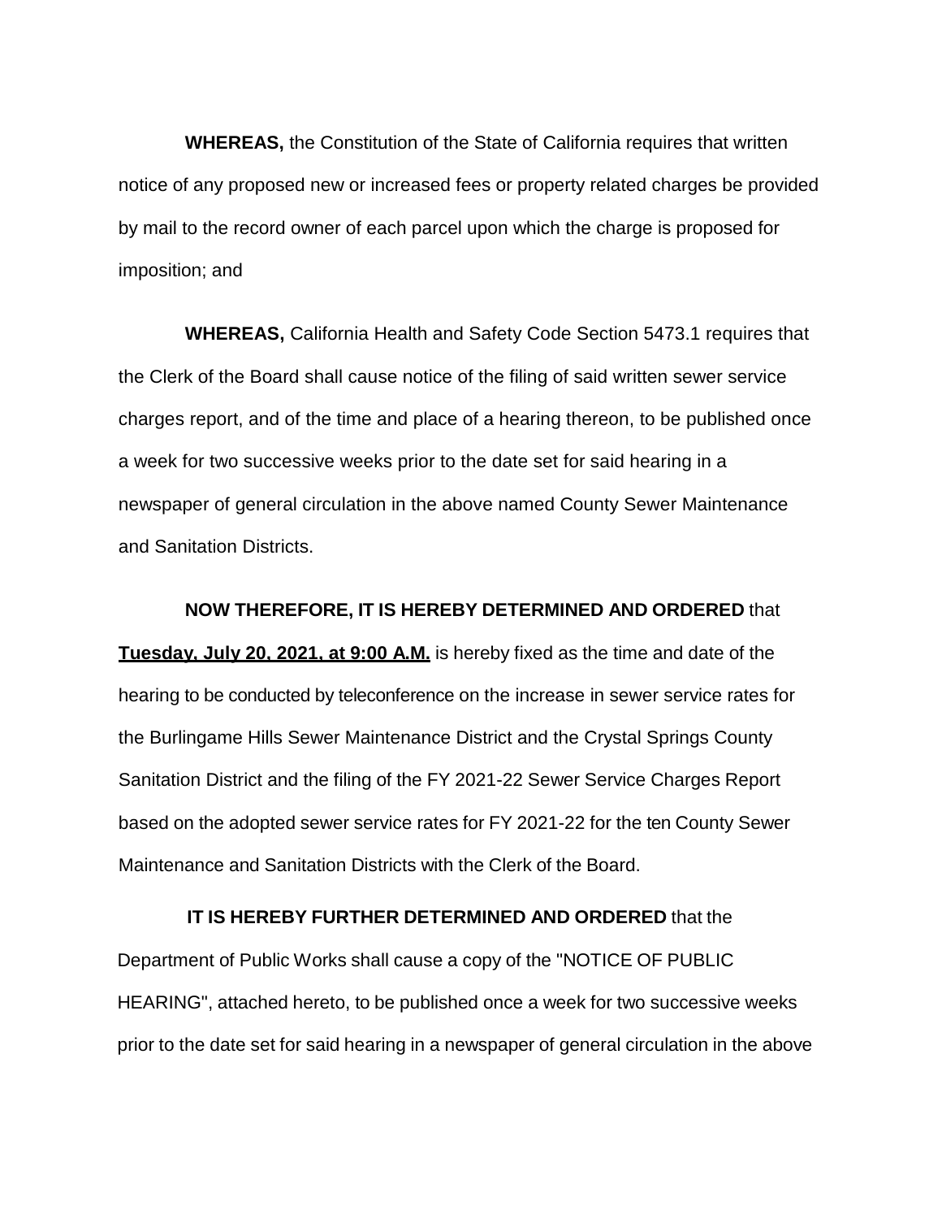**WHEREAS,** the Constitution of the State of California requires that written notice of any proposed new or increased fees or property related charges be provided by mail to the record owner of each parcel upon which the charge is proposed for imposition; and

**WHEREAS,** California Health and Safety Code Section 5473.1 requires that the Clerk of the Board shall cause notice of the filing of said written sewer service charges report, and of the time and place of a hearing thereon, to be published once a week for two successive weeks prior to the date set for said hearing in a newspaper of general circulation in the above named County Sewer Maintenance and Sanitation Districts.

**NOW THEREFORE, IT IS HEREBY DETERMINED AND ORDERED** that **Tuesday, July 20, 2021, at 9:00 A.M.** is hereby fixed as the time and date of the hearing to be conducted by teleconference on the increase in sewer service rates for the Burlingame Hills Sewer Maintenance District and the Crystal Springs County Sanitation District and the filing of the FY 2021-22 Sewer Service Charges Report based on the adopted sewer service rates for FY 2021-22 for the ten County Sewer Maintenance and Sanitation Districts with the Clerk of the Board.

**IT IS HEREBY FURTHER DETERMINED AND ORDERED** that the Department of Public Works shall cause a copy of the "NOTICE OF PUBLIC HEARING", attached hereto, to be published once a week for two successive weeks prior to the date set for said hearing in a newspaper of general circulation in the above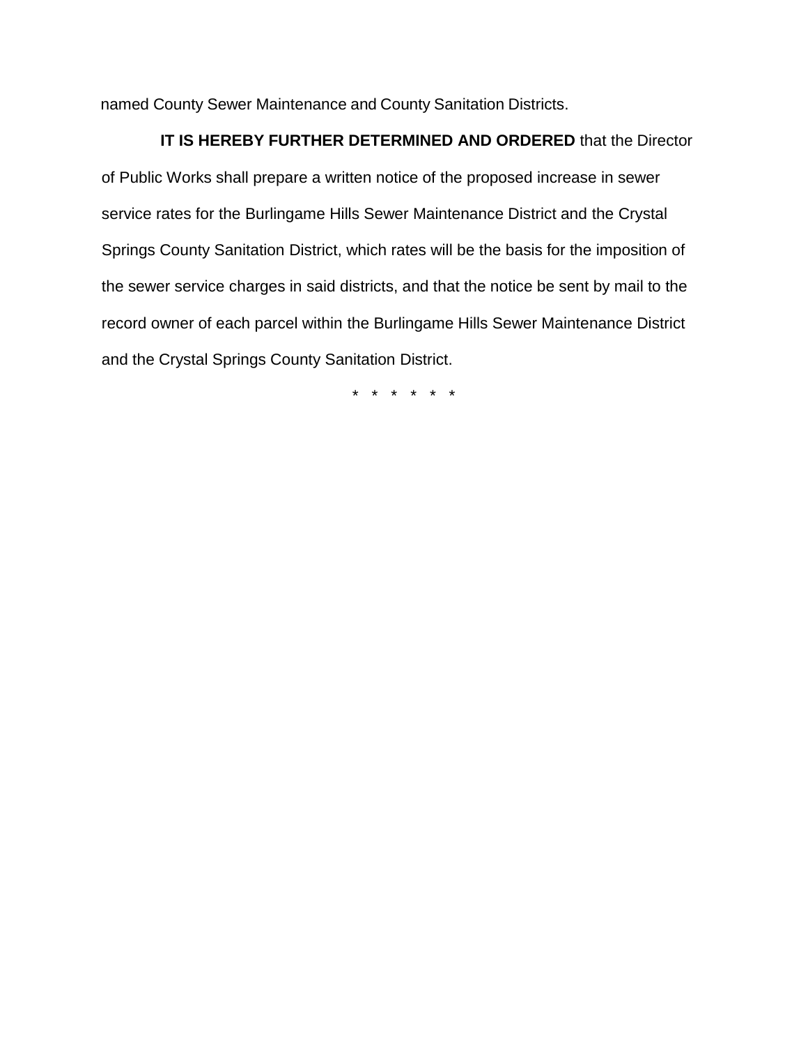named County Sewer Maintenance and County Sanitation Districts.

**IT IS HEREBY FURTHER DETERMINED AND ORDERED** that the Director of Public Works shall prepare a written notice of the proposed increase in sewer service rates for the Burlingame Hills Sewer Maintenance District and the Crystal Springs County Sanitation District, which rates will be the basis for the imposition of the sewer service charges in said districts, and that the notice be sent by mail to the record owner of each parcel within the Burlingame Hills Sewer Maintenance District and the Crystal Springs County Sanitation District.

\* \* \* \* \* \*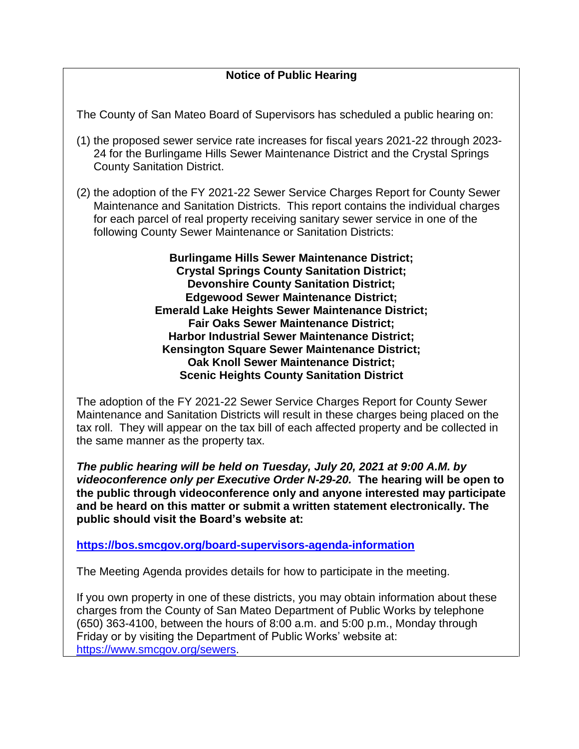## Notice of Public Hearing

The County of San Mateo Board of Supervisors has scheduled a public hearing on:

(1) the proposed sewer service rate increases for fiscal years 2021-22 through 2023-24 for the Burlingame Hills Sewer Maintenance District and the Crystal Springs County Sanitation District.

(2) the adoption of the FY 2021-22 Sewer Service Charges Report for County Sewer Maintenance and Sanitation Districts. This report contains the individual charges for each parcel of real property receiving sanitary sewer service in one of the following County Sewer Maintenance or Sanitation Districts:

**Burlingame Hills Sewer Maintenance District;**
**Crystal Springs County Sanitation District;**
**Devonshire County Sanitation District;**
**Edgewood Sewer Maintenance District;**
**Emerald Lake Heights Sewer Maintenance District;**
**Fair Oaks Sewer Maintenance District;**
**Harbor Industrial Sewer Maintenance District;**
**Kensington Square Sewer Maintenance District;**
**Oak Knoll Sewer Maintenance District;**
**Scenic Heights County Sanitation District**

The adoption of the FY 2021-22 Sewer Service Charges Report for County Sewer Maintenance and Sanitation Districts will result in these charges being placed on the tax roll. They will appear on the tax bill of each affected property and be collected in the same manner as the property tax.

***The public hearing will be held on Tuesday, July 20, 2021 at 9:00 A.M. by videoconference only per Executive Order N-29-20.*** **The hearing will be open to the public through videoconference only and anyone interested may participate and be heard on this matter or submit a written statement electronically. The public should visit the Board's website at:**

**https://bos.smcgov.org/board-supervisors-agenda-information**

The Meeting Agenda provides details for how to participate in the meeting.

If you own property in one of these districts, you may obtain information about these charges from the County of San Mateo Department of Public Works by telephone (650) 363-4100, between the hours of 8:00 a.m. and 5:00 p.m., Monday through Friday or by visiting the Department of Public Works' website at: https://www.smcgov.org/sewers.